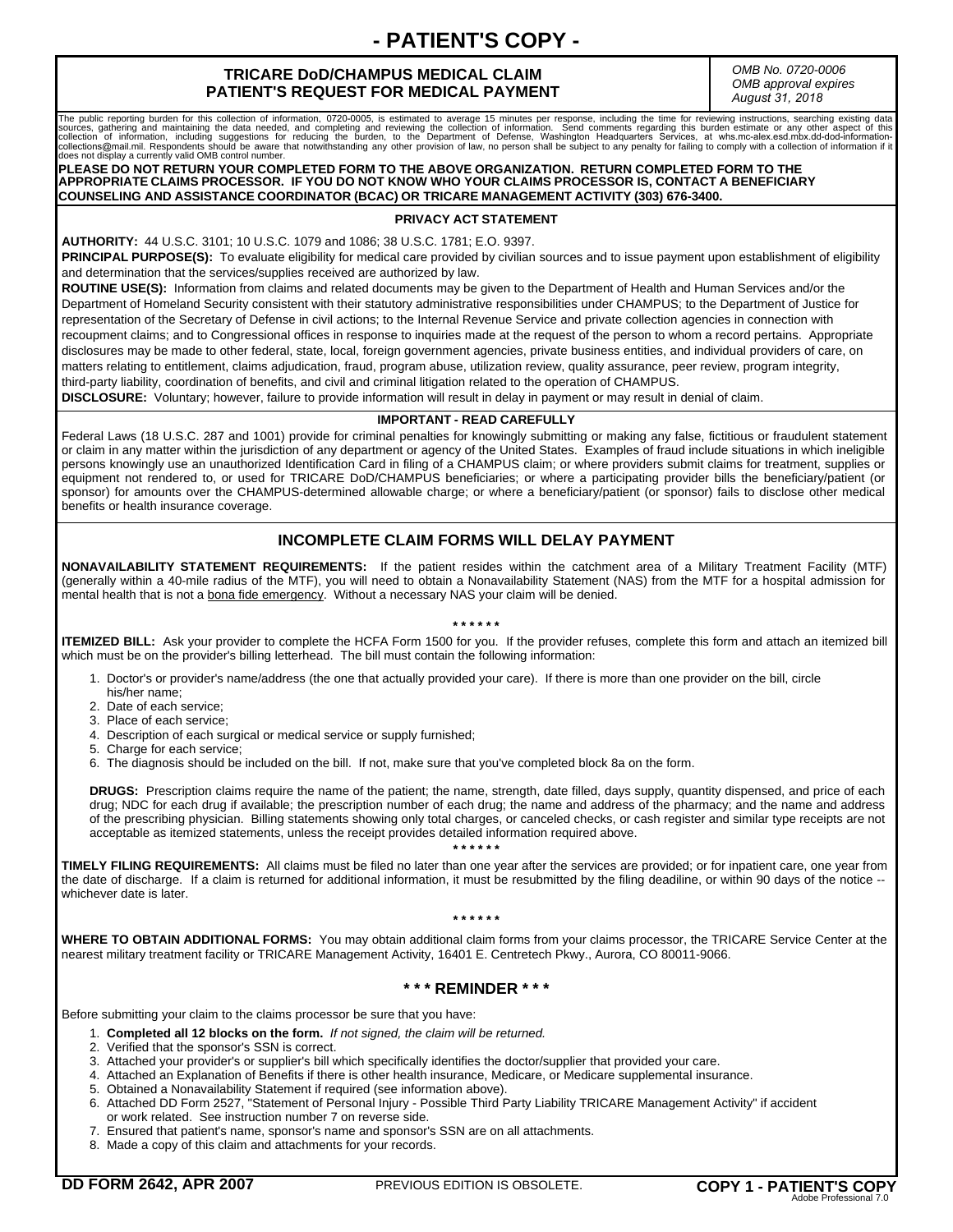# - PATIENT'S COPY -

## TRICARE DoD/CHAMPUS MEDICAL CLAIM
## PATIENT'S REQUEST FOR MEDICAL PAYMENT

*OMB No. 0720-0006*
*OMB approval expires August 31, 2018*

The public reporting burden for this collection of information, 0720-0005, is estimated to average 15 minutes per response, including the time for reviewing instructions, searching existing data sources, gathering and maintaining the data needed, and completing and reviewing the collection of information. Send comments regarding this burden estimate or any other aspect of this collection of information, including suggestions for reducing the burden, to the Department of Defense, Washington Headquarters Services, at whs.mc-alex.esd.mbx.dd-dod-information-collections@mail.mil. Respondents should be aware that notwithstanding any other provision of law, no person shall be subject to any penalty for failing to comply with a collection of information if it does not display a currently valid OMB control number.

**PLEASE DO NOT RETURN YOUR COMPLETED FORM TO THE ABOVE ORGANIZATION. RETURN COMPLETED FORM TO THE APPROPRIATE CLAIMS PROCESSOR. IF YOU DO NOT KNOW WHO YOUR CLAIMS PROCESSOR IS, CONTACT A BENEFICIARY COUNSELING AND ASSISTANCE COORDINATOR (BCAC) OR TRICARE MANAGEMENT ACTIVITY (303) 676-3400.**

### PRIVACY ACT STATEMENT

**AUTHORITY:** 44 U.S.C. 3101; 10 U.S.C. 1079 and 1086; 38 U.S.C. 1781; E.O. 9397.

**PRINCIPAL PURPOSE(S):** To evaluate eligibility for medical care provided by civilian sources and to issue payment upon establishment of eligibility and determination that the services/supplies received are authorized by law.

**ROUTINE USE(S):** Information from claims and related documents may be given to the Department of Health and Human Services and/or the Department of Homeland Security consistent with their statutory administrative responsibilities under CHAMPUS; to the Department of Justice for representation of the Secretary of Defense in civil actions; to the Internal Revenue Service and private collection agencies in connection with recoupment claims; and to Congressional offices in response to inquiries made at the request of the person to whom a record pertains. Appropriate disclosures may be made to other federal, state, local, foreign government agencies, private business entities, and individual providers of care, on matters relating to entitlement, claims adjudication, fraud, program abuse, utilization review, quality assurance, peer review, program integrity, third-party liability, coordination of benefits, and civil and criminal litigation related to the operation of CHAMPUS.

**DISCLOSURE:** Voluntary; however, failure to provide information will result in delay in payment or may result in denial of claim.

### IMPORTANT - READ CAREFULLY

Federal Laws (18 U.S.C. 287 and 1001) provide for criminal penalties for knowingly submitting or making any false, fictitious or fraudulent statement or claim in any matter within the jurisdiction of any department or agency of the United States. Examples of fraud include situations in which ineligible persons knowingly use an unauthorized Identification Card in filing of a CHAMPUS claim; or where providers submit claims for treatment, supplies or equipment not rendered to, or used for TRICARE DoD/CHAMPUS beneficiaries; or where a participating provider bills the beneficiary/patient (or sponsor) for amounts over the CHAMPUS-determined allowable charge; or where a beneficiary/patient (or sponsor) fails to disclose other medical benefits or health insurance coverage.

## INCOMPLETE CLAIM FORMS WILL DELAY PAYMENT

**NONAVAILABILITY STATEMENT REQUIREMENTS:** If the patient resides within the catchment area of a Military Treatment Facility (MTF) (generally within a 40-mile radius of the MTF), you will need to obtain a Nonavailability Statement (NAS) from the MTF for a hospital admission for mental health that is not a bona fide emergency. Without a necessary NAS your claim will be denied.

\* \* \* \* \* \*

**ITEMIZED BILL:** Ask your provider to complete the HCFA Form 1500 for you. If the provider refuses, complete this form and attach an itemized bill which must be on the provider's billing letterhead. The bill must contain the following information:

1. Doctor's or provider's name/address (the one that actually provided your care). If there is more than one provider on the bill, circle his/her name;
2. Date of each service;
3. Place of each service;
4. Description of each surgical or medical service or supply furnished;
5. Charge for each service;
6. The diagnosis should be included on the bill. If not, make sure that you've completed block 8a on the form.

**DRUGS:** Prescription claims require the name of the patient; the name, strength, date filled, days supply, quantity dispensed, and price of each drug; NDC for each drug if available; the prescription number of each drug; the name and address of the pharmacy; and the name and address of the prescribing physician. Billing statements showing only total charges, or canceled checks, or cash register and similar type receipts are not acceptable as itemized statements, unless the receipt provides detailed information required above.

\* \* \* \* \* \*

**TIMELY FILING REQUIREMENTS:** All claims must be filed no later than one year after the services are provided; or for inpatient care, one year from the date of discharge. If a claim is returned for additional information, it must be resubmitted by the filing deadiline, or within 90 days of the notice -- whichever date is later.

\* \* \* \* \* \*

**WHERE TO OBTAIN ADDITIONAL FORMS:** You may obtain additional claim forms from your claims processor, the TRICARE Service Center at the nearest military treatment facility or TRICARE Management Activity, 16401 E. Centretech Pkwy., Aurora, CO 80011-9066.

## * * * REMINDER * * *

Before submitting your claim to the claims processor be sure that you have:

1. **Completed all 12 blocks on the form.** *If not signed, the claim will be returned.*
2. Verified that the sponsor's SSN is correct.
3. Attached your provider's or supplier's bill which specifically identifies the doctor/supplier that provided your care.
4. Attached an Explanation of Benefits if there is other health insurance, Medicare, or Medicare supplemental insurance.
5. Obtained a Nonavailability Statement if required (see information above).
6. Attached DD Form 2527, "Statement of Personal Injury - Possible Third Party Liability TRICARE Management Activity" if accident or work related. See instruction number 7 on reverse side.
7. Ensured that patient's name, sponsor's name and sponsor's SSN are on all attachments.
8. Made a copy of this claim and attachments for your records.

**DD FORM 2642, APR 2007** PREVIOUS EDITION IS OBSOLETE. **COPY 1 - PATIENT'S COPY**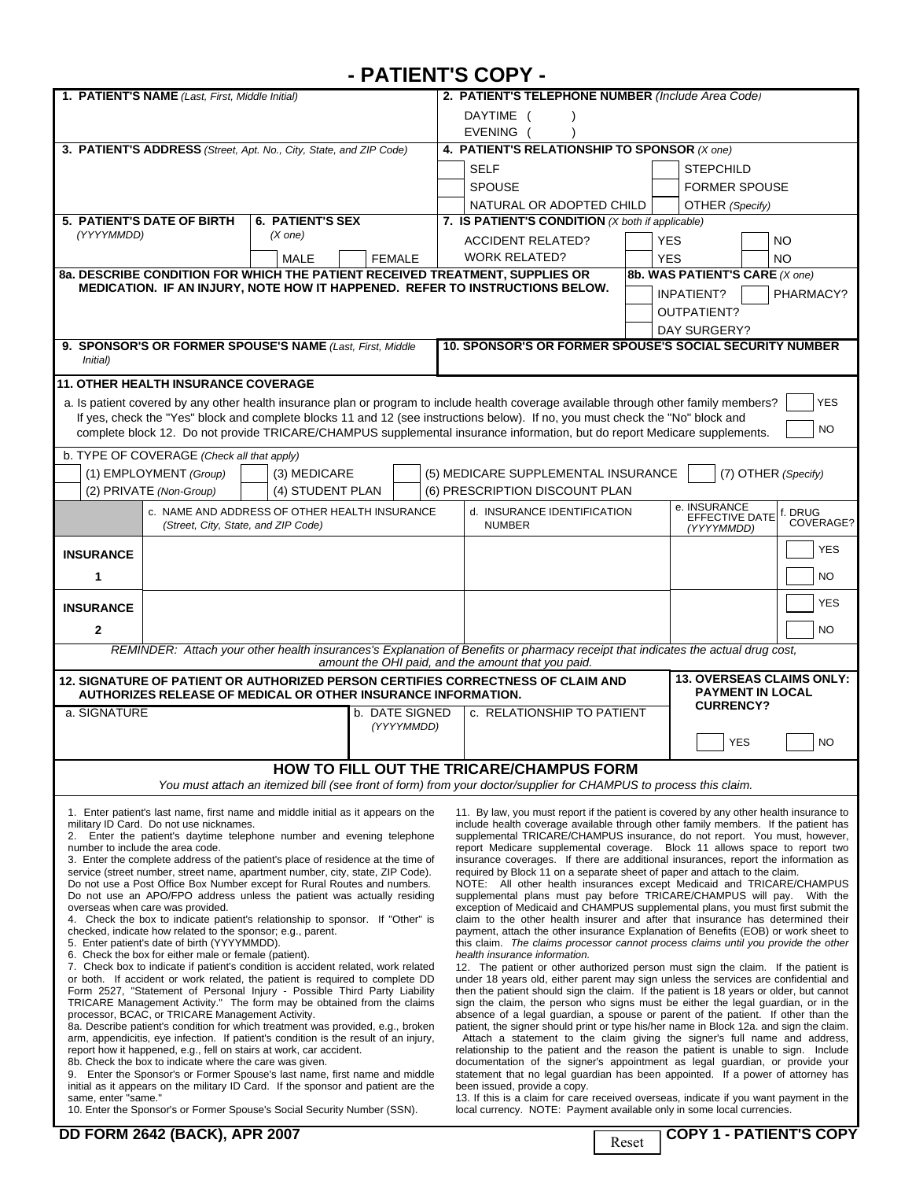# - PATIENT'S COPY -

**1. PATIENT'S NAME** *(Last, First, Middle Initial)*

**2. PATIENT'S TELEPHONE NUMBER** *(Include Area Code)*

DAYTIME ( )

EVENING ( )

**3. PATIENT'S ADDRESS** *(Street, Apt. No., City, State, and ZIP Code)*

**4. PATIENT'S RELATIONSHIP TO SPONSOR** *(X one)*

- SELF
- SPOUSE
- NATURAL OR ADOPTED CHILD
- STEPCHILD
- FORMER SPOUSE
- OTHER *(Specify)*

**5. PATIENT'S DATE OF BIRTH** *(YYYYMMDD)*

**6. PATIENT'S SEX** *(X one)*

- MALE
- FEMALE

**7. IS PATIENT'S CONDITION** *(X both if applicable)*

| | | |
|---|---|---|
| ACCIDENT RELATED? | YES | NO |
| WORK RELATED? | YES | NO |

**8a. DESCRIBE CONDITION FOR WHICH THE PATIENT RECEIVED TREATMENT, SUPPLIES OR MEDICATION. IF AN INJURY, NOTE HOW IT HAPPENED. REFER TO INSTRUCTIONS BELOW.**

**8b. WAS PATIENT'S CARE** *(X one)*

- INPATIENT?
- PHARMACY?
- OUTPATIENT?
- DAY SURGERY?

**9. SPONSOR'S OR FORMER SPOUSE'S NAME** *(Last, First, Middle Initial)*

**10. SPONSOR'S OR FORMER SPOUSE'S SOCIAL SECURITY NUMBER**

**11. OTHER HEALTH INSURANCE COVERAGE**

a. Is patient covered by any other health insurance plan or program to include health coverage available through other family members? If yes, check the "Yes" block and complete blocks 11 and 12 (see instructions below). If no, you must check the "No" block and complete block 12. Do not provide TRICARE/CHAMPUS supplemental insurance information, but do report Medicare supplements.

- YES
- NO

b. TYPE OF COVERAGE *(Check all that apply)*

- (1) EMPLOYMENT *(Group)*
- (2) PRIVATE *(Non-Group)*
- (3) MEDICARE
- (4) STUDENT PLAN
- (5) MEDICARE SUPPLEMENTAL INSURANCE
- (6) PRESCRIPTION DISCOUNT PLAN
- (7) OTHER *(Specify)*

| | c. NAME AND ADDRESS OF OTHER HEALTH INSURANCE *(Street, City, State, and ZIP Code)* | d. INSURANCE IDENTIFICATION NUMBER | e. INSURANCE EFFECTIVE DATE *(YYYYMMDD)* | f. DRUG COVERAGE? |
|---|---|---|---|---|
| **INSURANCE 1** | | | | YES / NO |
| **INSURANCE 2** | | | | YES / NO |

*REMINDER: Attach your other health insurances's Explanation of Benefits or pharmacy receipt that indicates the actual drug cost, amount the OHI paid, and the amount that you paid.*

**12. SIGNATURE OF PATIENT OR AUTHORIZED PERSON CERTIFIES CORRECTNESS OF CLAIM AND AUTHORIZES RELEASE OF MEDICAL OR OTHER INSURANCE INFORMATION.**

| a. SIGNATURE | b. DATE SIGNED *(YYYYMMDD)* | c. RELATIONSHIP TO PATIENT |
|---|---|---|
| | | |

**13. OVERSEAS CLAIMS ONLY: PAYMENT IN LOCAL CURRENCY?**

- YES
- NO

## HOW TO FILL OUT THE TRICARE/CHAMPUS FORM

*You must attach an itemized bill (see front of form) from your doctor/supplier for CHAMPUS to process this claim.*

1. Enter patient's last name, first name and middle initial as it appears on the military ID Card. Do not use nicknames.
2. Enter the patient's daytime telephone number and evening telephone number to include the area code.
3. Enter the complete address of the patient's place of residence at the time of service (street number, street name, apartment number, city, state, ZIP Code). Do not use a Post Office Box Number except for Rural Routes and numbers. Do not use an APO/FPO address unless the patient was actually residing overseas when care was provided.
4. Check the box to indicate patient's relationship to sponsor. If "Other" is checked, indicate how related to the sponsor; e.g., parent.
5. Enter patient's date of birth (YYYYMMDD).
6. Check the box for either male or female (patient).
7. Check box to indicate if patient's condition is accident related, work related or both. If accident or work related, the patient is required to complete DD Form 2527, "Statement of Personal Injury - Possible Third Party Liability TRICARE Management Activity." The form may be obtained from the claims processor, BCAC, or TRICARE Management Activity.

8a. Describe patient's condition for which treatment was provided, e.g., broken arm, appendicitis, eye infection. If patient's condition is the result of an injury, report how it happened, e.g., fell on stairs at work, car accident.

8b. Check the box to indicate where the care was given.

9. Enter the Sponsor's or Former Spouse's last name, first name and middle initial as it appears on the military ID Card. If the sponsor and patient are the same, enter "same."
10. Enter the Sponsor's or Former Spouse's Social Security Number (SSN).
11. By law, you must report if the patient is covered by any other health insurance to include health coverage available through other family members. If the patient has supplemental TRICARE/CHAMPUS insurance, do not report. You must, however, report Medicare supplemental coverage. Block 11 allows space to report two insurance coverages. If there are additional insurances, report the information as required by Block 11 on a separate sheet of paper and attach to the claim.
NOTE: All other health insurances except Medicaid and TRICARE/CHAMPUS supplemental plans must pay before TRICARE/CHAMPUS will pay. With the exception of Medicaid and CHAMPUS supplemental plans, you must first submit the claim to the other health insurer and after that insurance has determined their payment, attach the other insurance Explanation of Benefits (EOB) or work sheet to this claim. *The claims processor cannot process claims until you provide the other health insurance information.*
12. The patient or other authorized person must sign the claim. If the patient is under 18 years old, either parent may sign unless the services are confidential and then the patient should sign the claim. If the patient is 18 years or older, but cannot sign the claim, the person who signs must be either the legal guardian, or in the absence of a legal guardian, a spouse or parent of the patient. If other than the patient, the signer should print or type his/her name in Block 12a. and sign the claim. Attach a statement to the claim giving the signer's full name and address, relationship to the patient and the reason the patient is unable to sign. Include documentation of the signer's appointment as legal guardian, or provide your statement that no legal guardian has been appointed. If a power of attorney has been issued, provide a copy.
13. If this is a claim for care received overseas, indicate if you want payment in the local currency. NOTE: Payment available only in some local currencies.

**DD FORM 2642 (BACK), APR 2007**

Reset

**COPY 1 - PATIENT'S COPY**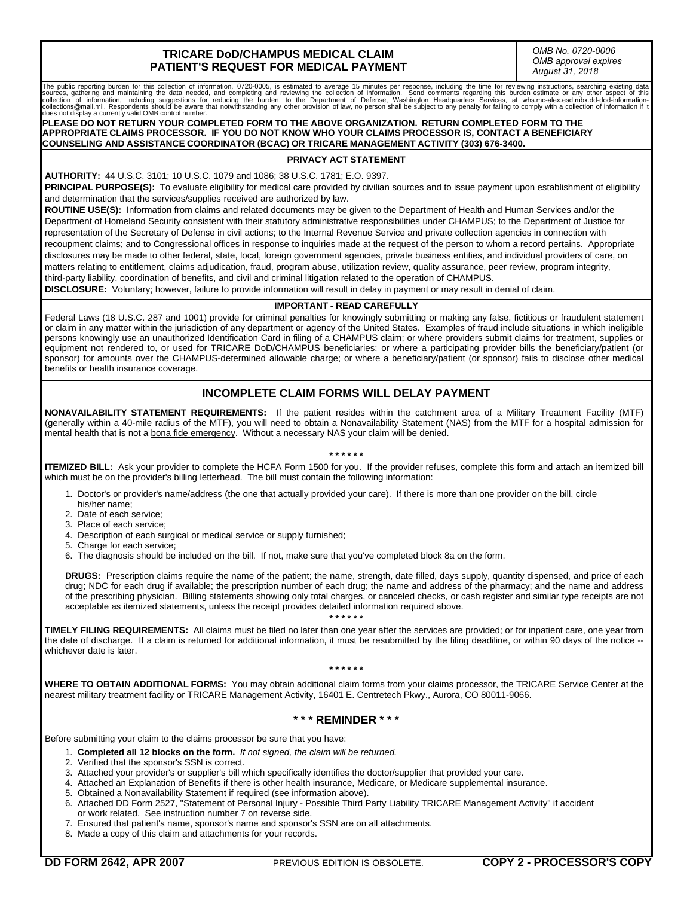# TRICARE DoD/CHAMPUS MEDICAL CLAIM PATIENT'S REQUEST FOR MEDICAL PAYMENT

*OMB No. 0720-0006*
*OMB approval expires August 31, 2018*

The public reporting burden for this collection of information, 0720-0005, is estimated to average 15 minutes per response, including the time for reviewing instructions, searching existing data sources, gathering and maintaining the data needed, and completing and reviewing the collection of information. Send comments regarding this burden estimate or any other aspect of this collection of information, including suggestions for reducing the burden, to the Department of Defense, Washington Headquarters Services, at whs.mc-alex.esd.mbx.dd-dod-information-collections@mail.mil. Respondents should be aware that notwithstanding any other provision of law, no person shall be subject to any penalty for failing to comply with a collection of information if it does not display a currently valid OMB control number.

**PLEASE DO NOT RETURN YOUR COMPLETED FORM TO THE ABOVE ORGANIZATION. RETURN COMPLETED FORM TO THE APPROPRIATE CLAIMS PROCESSOR. IF YOU DO NOT KNOW WHO YOUR CLAIMS PROCESSOR IS, CONTACT A BENEFICIARY COUNSELING AND ASSISTANCE COORDINATOR (BCAC) OR TRICARE MANAGEMENT ACTIVITY (303) 676-3400.**

## PRIVACY ACT STATEMENT

**AUTHORITY:** 44 U.S.C. 3101; 10 U.S.C. 1079 and 1086; 38 U.S.C. 1781; E.O. 9397.

**PRINCIPAL PURPOSE(S):** To evaluate eligibility for medical care provided by civilian sources and to issue payment upon establishment of eligibility and determination that the services/supplies received are authorized by law.

**ROUTINE USE(S):** Information from claims and related documents may be given to the Department of Health and Human Services and/or the Department of Homeland Security consistent with their statutory administrative responsibilities under CHAMPUS; to the Department of Justice for representation of the Secretary of Defense in civil actions; to the Internal Revenue Service and private collection agencies in connection with recoupment claims; and to Congressional offices in response to inquiries made at the request of the person to whom a record pertains. Appropriate disclosures may be made to other federal, state, local, foreign government agencies, private business entities, and individual providers of care, on matters relating to entitlement, claims adjudication, fraud, program abuse, utilization review, quality assurance, peer review, program integrity, third-party liability, coordination of benefits, and civil and criminal litigation related to the operation of CHAMPUS.

**DISCLOSURE:** Voluntary; however, failure to provide information will result in delay in payment or may result in denial of claim.

## IMPORTANT - READ CAREFULLY

Federal Laws (18 U.S.C. 287 and 1001) provide for criminal penalties for knowingly submitting or making any false, fictitious or fraudulent statement or claim in any matter within the jurisdiction of any department or agency of the United States. Examples of fraud include situations in which ineligible persons knowingly use an unauthorized Identification Card in filing of a CHAMPUS claim; or where providers submit claims for treatment, supplies or equipment not rendered to, or used for TRICARE DoD/CHAMPUS beneficiaries; or where a participating provider bills the beneficiary/patient (or sponsor) for amounts over the CHAMPUS-determined allowable charge; or where a beneficiary/patient (or sponsor) fails to disclose other medical benefits or health insurance coverage.

## INCOMPLETE CLAIM FORMS WILL DELAY PAYMENT

**NONAVAILABILITY STATEMENT REQUIREMENTS:** If the patient resides within the catchment area of a Military Treatment Facility (MTF) (generally within a 40-mile radius of the MTF), you will need to obtain a Nonavailability Statement (NAS) from the MTF for a hospital admission for mental health that is not a bona fide emergency. Without a necessary NAS your claim will be denied.

\* \* \* \* \* \*

**ITEMIZED BILL:** Ask your provider to complete the HCFA Form 1500 for you. If the provider refuses, complete this form and attach an itemized bill which must be on the provider's billing letterhead. The bill must contain the following information:

1. Doctor's or provider's name/address (the one that actually provided your care). If there is more than one provider on the bill, circle his/her name;
2. Date of each service;
3. Place of each service;
4. Description of each surgical or medical service or supply furnished;
5. Charge for each service;
6. The diagnosis should be included on the bill. If not, make sure that you've completed block 8a on the form.

**DRUGS:** Prescription claims require the name of the patient; the name, strength, date filled, days supply, quantity dispensed, and price of each drug; NDC for each drug if available; the prescription number of each drug; the name and address of the pharmacy; and the name and address of the prescribing physician. Billing statements showing only total charges, or canceled checks, or cash register and similar type receipts are not acceptable as itemized statements, unless the receipt provides detailed information required above.

\* \* \* \* \* \*

**TIMELY FILING REQUIREMENTS:** All claims must be filed no later than one year after the services are provided; or for inpatient care, one year from the date of discharge. If a claim is returned for additional information, it must be resubmitted by the filing deadiline, or within 90 days of the notice -- whichever date is later.

\* \* \* \* \* \*

**WHERE TO OBTAIN ADDITIONAL FORMS:** You may obtain additional claim forms from your claims processor, the TRICARE Service Center at the nearest military treatment facility or TRICARE Management Activity, 16401 E. Centretech Pkwy., Aurora, CO 80011-9066.

## \* \* \* REMINDER \* \* \*

Before submitting your claim to the claims processor be sure that you have:

1. **Completed all 12 blocks on the form.** *If not signed, the claim will be returned.*
2. Verified that the sponsor's SSN is correct.
3. Attached your provider's or supplier's bill which specifically identifies the doctor/supplier that provided your care.
4. Attached an Explanation of Benefits if there is other health insurance, Medicare, or Medicare supplemental insurance.
5. Obtained a Nonavailability Statement if required (see information above).
6. Attached DD Form 2527, "Statement of Personal Injury - Possible Third Party Liability TRICARE Management Activity" if accident or work related. See instruction number 7 on reverse side.
7. Ensured that patient's name, sponsor's name and sponsor's SSN are on all attachments.
8. Made a copy of this claim and attachments for your records.

**DD FORM 2642, APR 2007** PREVIOUS EDITION IS OBSOLETE. **COPY 2 - PROCESSOR'S COPY**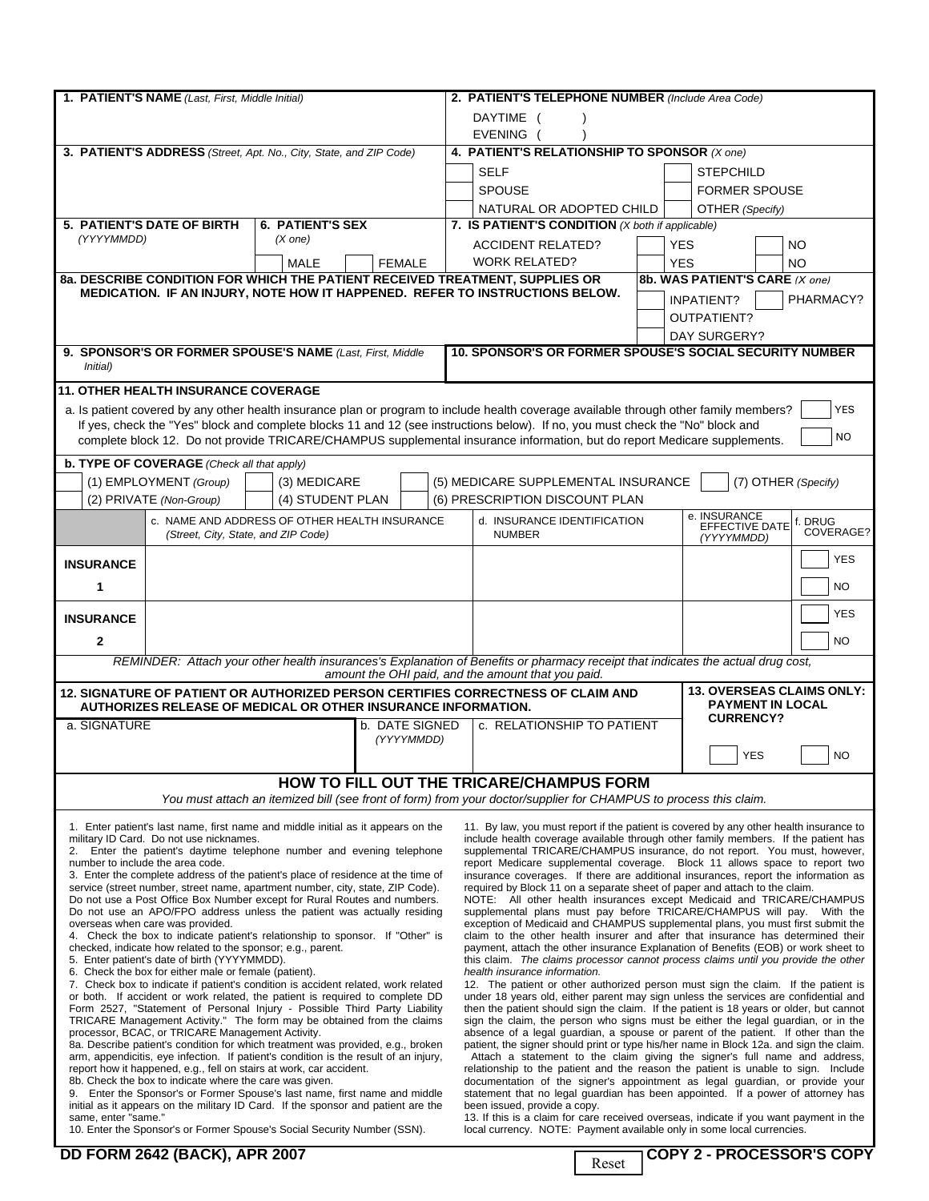**1. PATIENT'S NAME** *(Last, First, Middle Initial)*

**2. PATIENT'S TELEPHONE NUMBER** *(Include Area Code)*

DAYTIME (    )

EVENING (    )

**3. PATIENT'S ADDRESS** *(Street, Apt. No., City, State, and ZIP Code)*

**4. PATIENT'S RELATIONSHIP TO SPONSOR** *(X one)*

- SELF
- SPOUSE
- NATURAL OR ADOPTED CHILD
- STEPCHILD
- FORMER SPOUSE
- OTHER *(Specify)*

**5. PATIENT'S DATE OF BIRTH** *(YYYYMMDD)*

**6. PATIENT'S SEX** *(X one)*

- MALE
- FEMALE

**7. IS PATIENT'S CONDITION** *(X both if applicable)*

| | | |
|---|---|---|
| ACCIDENT RELATED? | YES | NO |
| WORK RELATED? | YES | NO |

**8a. DESCRIBE CONDITION FOR WHICH THE PATIENT RECEIVED TREATMENT, SUPPLIES OR MEDICATION. IF AN INJURY, NOTE HOW IT HAPPENED. REFER TO INSTRUCTIONS BELOW.**

**8b. WAS PATIENT'S CARE** *(X one)*

- INPATIENT?
- OUTPATIENT?
- DAY SURGERY?
- PHARMACY?

**9. SPONSOR'S OR FORMER SPOUSE'S NAME** *(Last, First, Middle Initial)*

**10. SPONSOR'S OR FORMER SPOUSE'S SOCIAL SECURITY NUMBER**

**11. OTHER HEALTH INSURANCE COVERAGE**

a. Is patient covered by any other health insurance plan or program to include health coverage available through other family members? If yes, check the "Yes" block and complete blocks 11 and 12 (see instructions below). If no, you must check the "No" block and complete block 12. Do not provide TRICARE/CHAMPUS supplemental insurance information, but do report Medicare supplements.

- YES
- NO

**b. TYPE OF COVERAGE** *(Check all that apply)*

- (1) EMPLOYMENT *(Group)*
- (2) PRIVATE *(Non-Group)*
- (3) MEDICARE
- (4) STUDENT PLAN
- (5) MEDICARE SUPPLEMENTAL INSURANCE
- (6) PRESCRIPTION DISCOUNT PLAN
- (7) OTHER *(Specify)*

| | c. NAME AND ADDRESS OF OTHER HEALTH INSURANCE *(Street, City, State, and ZIP Code)* | d. INSURANCE IDENTIFICATION NUMBER | e. INSURANCE EFFECTIVE DATE *(YYYYMMDD)* | f. DRUG COVERAGE? |
|---|---|---|---|---|
| **INSURANCE 1** | | | | YES / NO |
| **INSURANCE 2** | | | | YES / NO |

*REMINDER: Attach your other health insurances's Explanation of Benefits or pharmacy receipt that indicates the actual drug cost, amount the OHI paid, and the amount that you paid.*

**12. SIGNATURE OF PATIENT OR AUTHORIZED PERSON CERTIFIES CORRECTNESS OF CLAIM AND AUTHORIZES RELEASE OF MEDICAL OR OTHER INSURANCE INFORMATION.**

| a. SIGNATURE | b. DATE SIGNED *(YYYYMMDD)* | c. RELATIONSHIP TO PATIENT |
|---|---|---|
| | | |

**13. OVERSEAS CLAIMS ONLY: PAYMENT IN LOCAL CURRENCY?**

- YES
- NO

## HOW TO FILL OUT THE TRICARE/CHAMPUS FORM

*You must attach an itemized bill (see front of form) from your doctor/supplier for CHAMPUS to process this claim.*

1. Enter patient's last name, first name and middle initial as it appears on the military ID Card. Do not use nicknames.
2. Enter the patient's daytime telephone number and evening telephone number to include the area code.
3. Enter the complete address of the patient's place of residence at the time of service (street number, street name, apartment number, city, state, ZIP Code). Do not use a Post Office Box Number except for Rural Routes and numbers. Do not use an APO/FPO address unless the patient was actually residing overseas when care was provided.
4. Check the box to indicate patient's relationship to sponsor. If "Other" is checked, indicate how related to the sponsor; e.g., parent.
5. Enter patient's date of birth (YYYYMMDD).
6. Check the box for either male or female (patient).
7. Check box to indicate if patient's condition is accident related, work related or both. If accident or work related, the patient is required to complete DD Form 2527, "Statement of Personal Injury - Possible Third Party Liability TRICARE Management Activity." The form may be obtained from the claims processor, BCAC, or TRICARE Management Activity.

8a. Describe patient's condition for which treatment was provided, e.g., broken arm, appendicitis, eye infection. If patient's condition is the result of an injury, report how it happened, e.g., fell on stairs at work, car accident.

8b. Check the box to indicate where the care was given.

9. Enter the Sponsor's or Former Spouse's last name, first name and middle initial as it appears on the military ID Card. If the sponsor and patient are the same, enter "same."
10. Enter the Sponsor's or Former Spouse's Social Security Number (SSN).
11. By law, you must report if the patient is covered by any other health insurance to include health coverage available through other family members. If the patient has supplemental TRICARE/CHAMPUS insurance, do not report. You must, however, report Medicare supplemental coverage. Block 11 allows space to report two insurance coverages. If there are additional insurances, report the information as required by Block 11 on a separate sheet of paper and attach to the claim.
NOTE: All other health insurances except Medicaid and TRICARE/CHAMPUS supplemental plans must pay before TRICARE/CHAMPUS will pay. With the exception of Medicaid and CHAMPUS supplemental plans, you must first submit the claim to the other health insurer and after that insurance has determined their payment, attach the other insurance Explanation of Benefits (EOB) or work sheet to this claim. *The claims processor cannot process claims until you provide the other health insurance information.*
12. The patient or other authorized person must sign the claim. If the patient is under 18 years old, either parent may sign unless the services are confidential and then the patient should sign the claim. If the patient is 18 years or older, but cannot sign the claim, the person who signs must be either the legal guardian, or in the absence of a legal guardian, a spouse or parent of the patient. If other than the patient, the signer should print or type his/her name in Block 12a. and sign the claim. Attach a statement to the claim giving the signer's full name and address, relationship to the patient and the reason the patient is unable to sign. Include documentation of the signer's appointment as legal guardian, or provide your statement that no legal guardian has been appointed. If a power of attorney has been issued, provide a copy.
13. If this is a claim for care received overseas, indicate if you want payment in the local currency. NOTE: Payment available only in some local currencies.

**DD FORM 2642 (BACK), APR 2007**

Reset

**COPY 2 - PROCESSOR'S COPY**